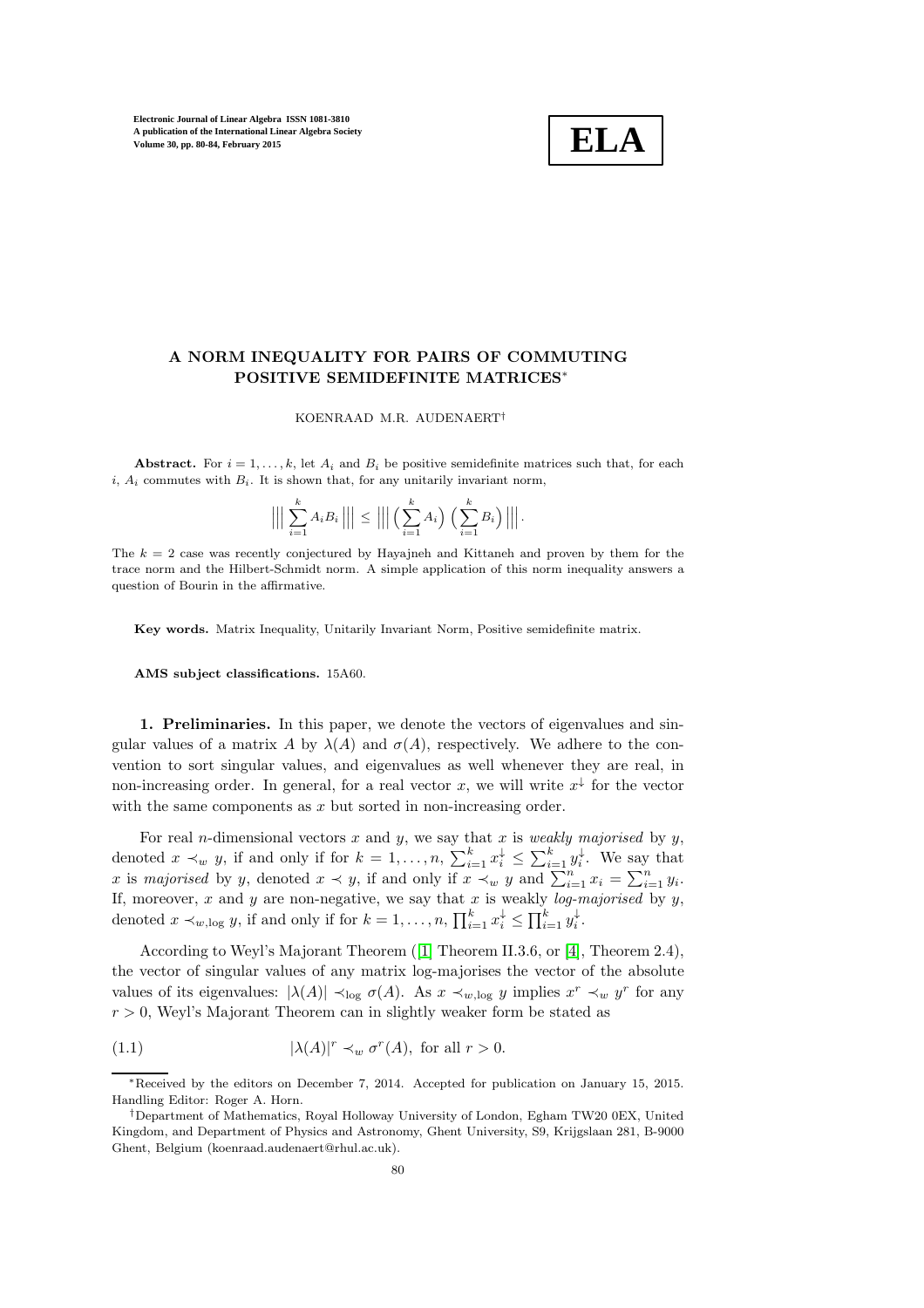# A NORM INEQUALITY FOR PAIRS OF COMMUTING POSITIVE SEMIDEFINITE MATRICES*

KOENRAAD M.R. AUDENAERT†

**Abstract.** For $i = 1, \ldots, k$, let $A_i$ and $B_i$ be positive semidefinite matrices such that, for each $i$, $A_i$ commutes with $B_i$. It is shown that, for any unitarily invariant norm,

$$\left|\left|\left| \sum_{i=1}^{k} A_i B_i \right|\right|\right| \leq \left|\left|\left| \left( \sum_{i=1}^{k} A_i \right) \left( \sum_{i=1}^{k} B_i \right) \right|\right|\right|.$$

The $k = 2$ case was recently conjectured by Hayajneh and Kittaneh and proven by them for the trace norm and the Hilbert-Schmidt norm. A simple application of this norm inequality answers a question of Bourin in the affirmative.

**Key words.** Matrix Inequality, Unitarily Invariant Norm, Positive semidefinite matrix.

**AMS subject classifications.** 15A60.

**1. Preliminaries.** In this paper, we denote the vectors of eigenvalues and singular values of a matrix $A$ by $\lambda(A)$ and $\sigma(A)$, respectively. We adhere to the convention to sort singular values, and eigenvalues as well whenever they are real, in non-increasing order. In general, for a real vector $x$, we will write $x^\downarrow$ for the vector with the same components as $x$ but sorted in non-increasing order.

For real $n$-dimensional vectors $x$ and $y$, we say that $x$ is *weakly majorised* by $y$, denoted $x \prec_w y$, if and only if for $k = 1, \ldots, n$, $\sum_{i=1}^{k} x_i^\downarrow \leq \sum_{i=1}^{k} y_i^\downarrow$. We say that $x$ is *majorised* by $y$, denoted $x \prec y$, if and only if $x \prec_w y$ and $\sum_{i=1}^{n} x_i = \sum_{i=1}^{n} y_i$. If, moreover, $x$ and $y$ are non-negative, we say that $x$ is weakly *log-majorised* by $y$, denoted $x \prec_{w,\log} y$, if and only if for $k = 1, \ldots, n$, $\prod_{i=1}^{k} x_i^\downarrow \leq \prod_{i=1}^{k} y_i^\downarrow$.

According to Weyl's Majorant Theorem ([1] Theorem II.3.6, or [4], Theorem 2.4), the vector of singular values of any matrix log-majorises the vector of the absolute values of its eigenvalues: $|\lambda(A)| \prec_{\log} \sigma(A)$. As $x \prec_{w,\log} y$ implies $x^r \prec_w y^r$ for any $r > 0$, Weyl's Majorant Theorem can in slightly weaker form be stated as

$$|\lambda(A)|^r \prec_w \sigma^r(A), \text{ for all } r > 0. \tag{1.1}$$

---

*Received by the editors on December 7, 2014. Accepted for publication on January 15, 2015. Handling Editor: Roger A. Horn.

†Department of Mathematics, Royal Holloway University of London, Egham TW20 0EX, United Kingdom, and Department of Physics and Astronomy, Ghent University, S9, Krijgslaan 281, B-9000 Ghent, Belgium (koenraad.audenaert@rhul.ac.uk).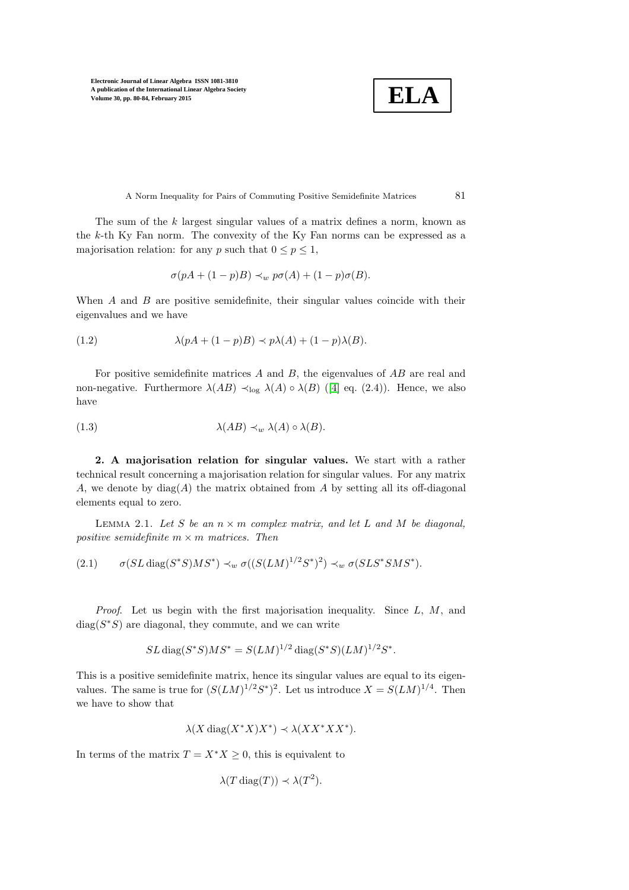The sum of the $k$ largest singular values of a matrix defines a norm, known as the $k$-th Ky Fan norm. The convexity of the Ky Fan norms can be expressed as a majorisation relation: for any $p$ such that $0 \le p \le 1$,

$$\sigma(pA + (1-p)B) \prec_w p\sigma(A) + (1-p)\sigma(B).$$

When $A$ and $B$ are positive semidefinite, their singular values coincide with their eigenvalues and we have

$$\lambda(pA + (1-p)B) \prec p\lambda(A) + (1-p)\lambda(B). \tag{1.2}$$

For positive semidefinite matrices $A$ and $B$, the eigenvalues of $AB$ are real and non-negative. Furthermore $\lambda(AB) \prec_{\log} \lambda(A) \circ \lambda(B)$ ([4] eq. (2.4)). Hence, we also have

$$\lambda(AB) \prec_w \lambda(A) \circ \lambda(B). \tag{1.3}$$

**2. A majorisation relation for singular values.** We start with a rather technical result concerning a majorisation relation for singular values. For any matrix $A$, we denote by $\operatorname{diag}(A)$ the matrix obtained from $A$ by setting all its off-diagonal elements equal to zero.

LEMMA 2.1. *Let $S$ be an $n \times m$ complex matrix, and let $L$ and $M$ be diagonal, positive semidefinite $m \times m$ matrices. Then*

$$\sigma(SL\operatorname{diag}(S^*S)MS^*) \prec_w \sigma((S(LM)^{1/2}S^*)^2) \prec_w \sigma(SLS^*SMS^*). \tag{2.1}$$

*Proof.* Let us begin with the first majorisation inequality. Since $L$, $M$, and $\operatorname{diag}(S^*S)$ are diagonal, they commute, and we can write

$$SL\operatorname{diag}(S^*S)MS^* = S(LM)^{1/2}\operatorname{diag}(S^*S)(LM)^{1/2}S^*.$$

This is a positive semidefinite matrix, hence its singular values are equal to its eigenvalues. The same is true for $(S(LM)^{1/2}S^*)^2$. Let us introduce $X = S(LM)^{1/4}$. Then we have to show that

$$\lambda(X\operatorname{diag}(X^*X)X^*) \prec \lambda(XX^*XX^*).$$

In terms of the matrix $T = X^*X \ge 0$, this is equivalent to

$$\lambda(T\operatorname{diag}(T)) \prec \lambda(T^2).$$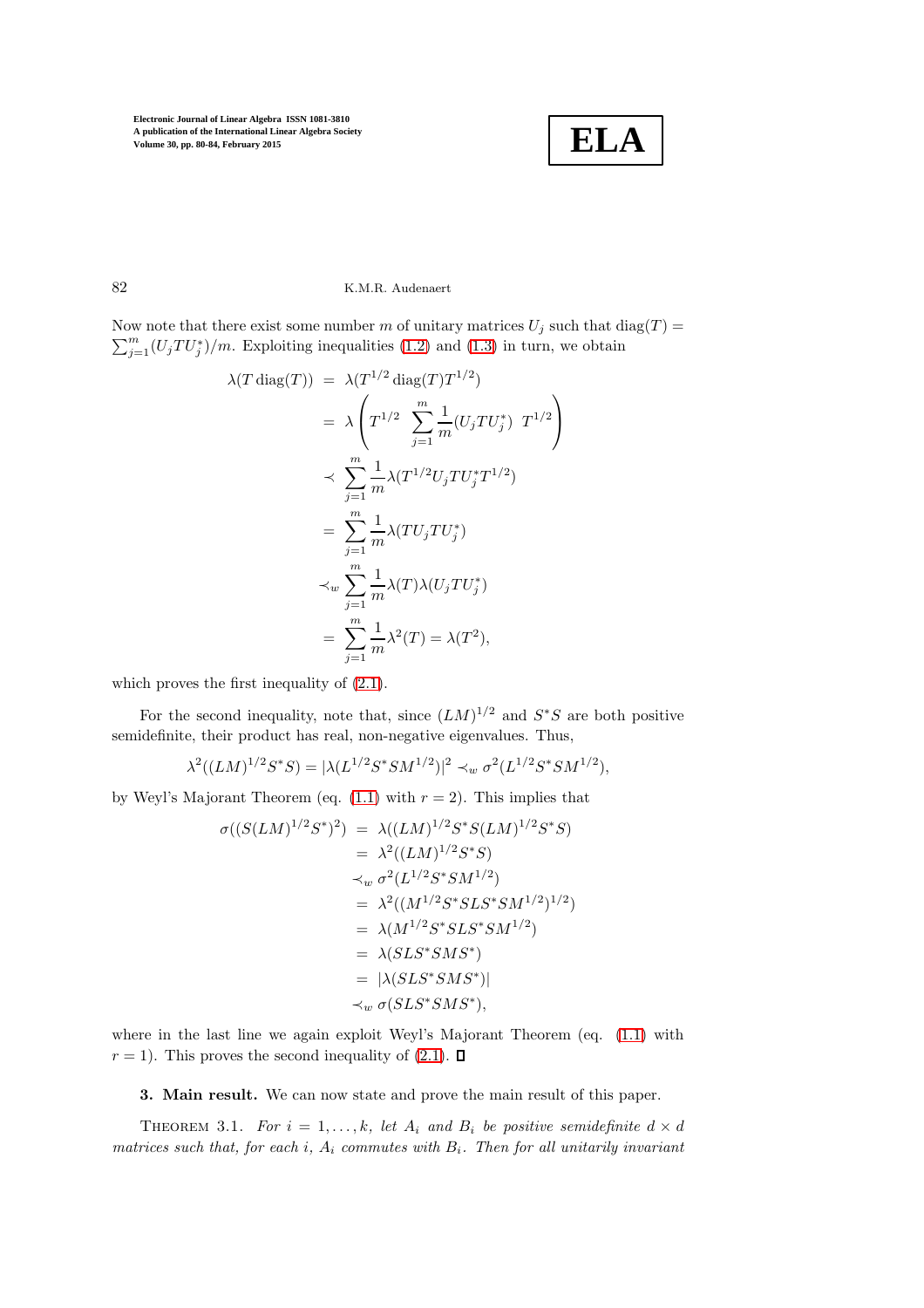Now note that there exist some number $m$ of unitary matrices $U_j$ such that $\operatorname{diag}(T) = \sum_{j=1}^m (U_j T U_j^*)/m$. Exploiting inequalities (1.2) and (1.3) in turn, we obtain

$$
\begin{aligned}
\lambda(T \operatorname{diag}(T)) &= \lambda(T^{1/2} \operatorname{diag}(T) T^{1/2}) \\
&= \lambda\left( T^{1/2} \ \sum_{j=1}^m \frac{1}{m}(U_j T U_j^*) \ T^{1/2} \right) \\
&\prec \sum_{j=1}^m \frac{1}{m} \lambda(T^{1/2} U_j T U_j^* T^{1/2}) \\
&= \sum_{j=1}^m \frac{1}{m} \lambda(T U_j T U_j^*) \\
&\prec_w \sum_{j=1}^m \frac{1}{m} \lambda(T) \lambda(U_j T U_j^*) \\
&= \sum_{j=1}^m \frac{1}{m} \lambda^2(T) = \lambda(T^2),
\end{aligned}
$$

which proves the first inequality of (2.1).

For the second inequality, note that, since $(LM)^{1/2}$ and $S^*S$ are both positive semidefinite, their product has real, non-negative eigenvalues. Thus,

$$
\lambda^2((LM)^{1/2} S^* S) = |\lambda(L^{1/2} S^* S M^{1/2})|^2 \prec_w \sigma^2(L^{1/2} S^* S M^{1/2}),
$$

by Weyl's Majorant Theorem (eq. (1.1) with $r = 2$). This implies that

$$
\begin{aligned}
\sigma((S(LM)^{1/2} S^*)^2) &= \lambda((LM)^{1/2} S^* S (LM)^{1/2} S^* S) \\
&= \lambda^2((LM)^{1/2} S^* S) \\
&\prec_w \sigma^2(L^{1/2} S^* S M^{1/2}) \\
&= \lambda^2((M^{1/2} S^* S L S^* S M^{1/2})^{1/2}) \\
&= \lambda(M^{1/2} S^* S L S^* S M^{1/2}) \\
&= \lambda(S L S^* S M S^*) \\
&= |\lambda(S L S^* S M S^*)| \\
&\prec_w \sigma(S L S^* S M S^*),
\end{aligned}
$$

where in the last line we again exploit Weyl's Majorant Theorem (eq. (1.1) with $r = 1$). This proves the second inequality of (2.1). $\square$

**3. Main result.** We can now state and prove the main result of this paper.

THEOREM 3.1. *For $i = 1, \ldots, k$, let $A_i$ and $B_i$ be positive semidefinite $d \times d$ matrices such that, for each $i$, $A_i$ commutes with $B_i$. Then for all unitarily invariant*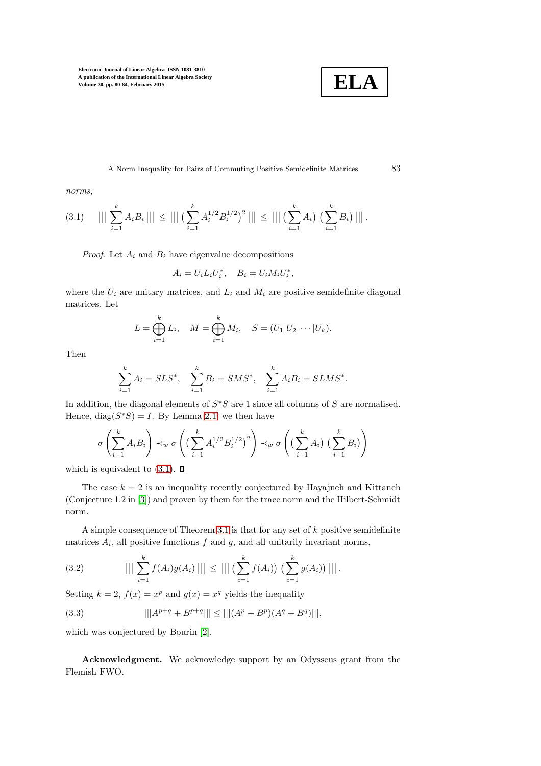*norms,*

$$
\text{(3.1)} \qquad |||\sum_{i=1}^{k} A_i B_i||| \le |||(\sum_{i=1}^{k} A_i^{1/2} B_i^{1/2})^2||| \le |||(\sum_{i=1}^{k} A_i)\,(\sum_{i=1}^{k} B_i)|||.
$$

*Proof.* Let $A_i$ and $B_i$ have eigenvalue decompositions

$$
A_i = U_i L_i U_i^*, \quad B_i = U_i M_i U_i^*,
$$

where the $U_i$ are unitary matrices, and $L_i$ and $M_i$ are positive semidefinite diagonal matrices. Let

$$
L = \bigoplus_{i=1}^{k} L_i, \quad M = \bigoplus_{i=1}^{k} M_i, \quad S = (U_1|U_2|\cdots|U_k).
$$

Then

$$
\sum_{i=1}^{k} A_i = SLS^*, \quad \sum_{i=1}^{k} B_i = SMS^*, \quad \sum_{i=1}^{k} A_i B_i = SLMS^*.
$$

In addition, the diagonal elements of $S^*S$ are 1 since all columns of $S$ are normalised. Hence, $\mathrm{diag}(S^*S) = I$. By Lemma 2.1, we then have

$$
\sigma\left(\sum_{i=1}^{k} A_i B_i\right) \prec_w \sigma\left((\sum_{i=1}^{k} A_i^{1/2} B_i^{1/2})^2\right) \prec_w \sigma\left((\sum_{i=1}^{k} A_i)\,(\sum_{i=1}^{k} B_i)\right)
$$

which is equivalent to (3.1). ∎

The case $k = 2$ is an inequality recently conjectured by Hayajneh and Kittaneh (Conjecture 1.2 in [3]) and proven by them for the trace norm and the Hilbert-Schmidt norm.

A simple consequence of Theorem 3.1 is that for any set of $k$ positive semidefinite matrices $A_i$, all positive functions $f$ and $g$, and all unitarily invariant norms,

$$
\text{(3.2)} \qquad |||\sum_{i=1}^{k} f(A_i) g(A_i)||| \le |||(\sum_{i=1}^{k} f(A_i))\,(\sum_{i=1}^{k} g(A_i))|||.
$$

Setting $k = 2$, $f(x) = x^p$ and $g(x) = x^q$ yields the inequality

$$
\text{(3.3)} \qquad |||A^{p+q} + B^{p+q}||| \le |||(A^p + B^p)(A^q + B^q)|||,
$$

which was conjectured by Bourin [2].

**Acknowledgment.** We acknowledge support by an Odysseus grant from the Flemish FWO.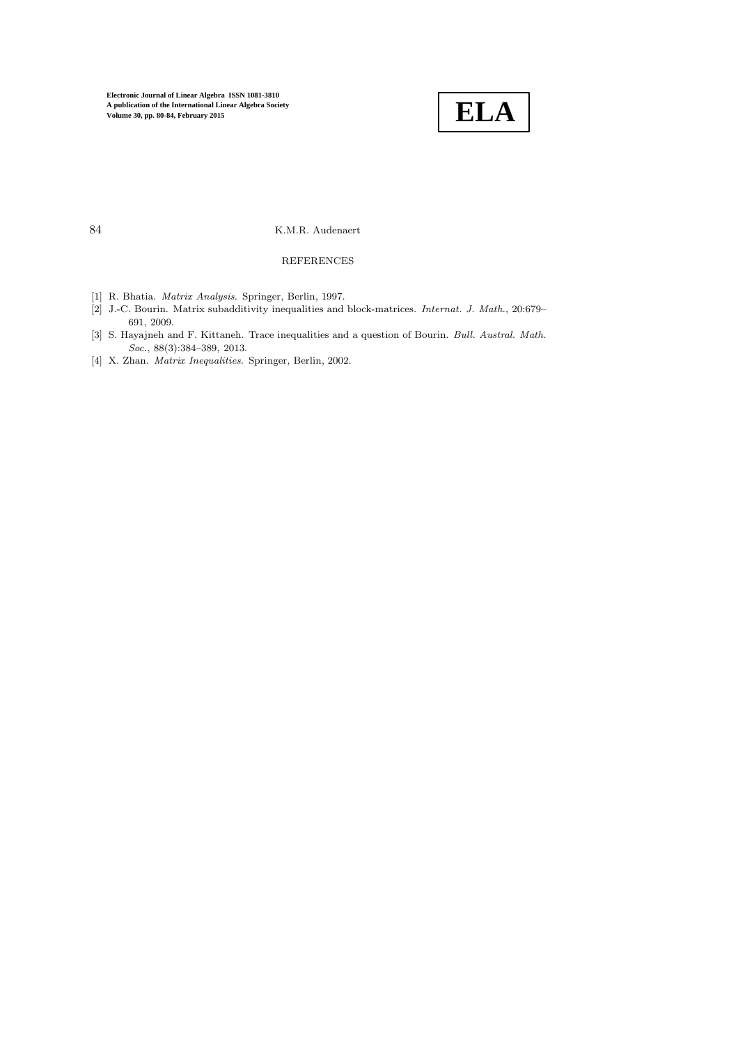## REFERENCES

[1] R. Bhatia. *Matrix Analysis*. Springer, Berlin, 1997.

[2] J.-C. Bourin. Matrix subadditivity inequalities and block-matrices. *Internat. J. Math.*, 20:679–691, 2009.

[3] S. Hayajneh and F. Kittaneh. Trace inequalities and a question of Bourin. *Bull. Austral. Math. Soc.*, 88(3):384–389, 2013.

[4] X. Zhan. *Matrix Inequalities*. Springer, Berlin, 2002.